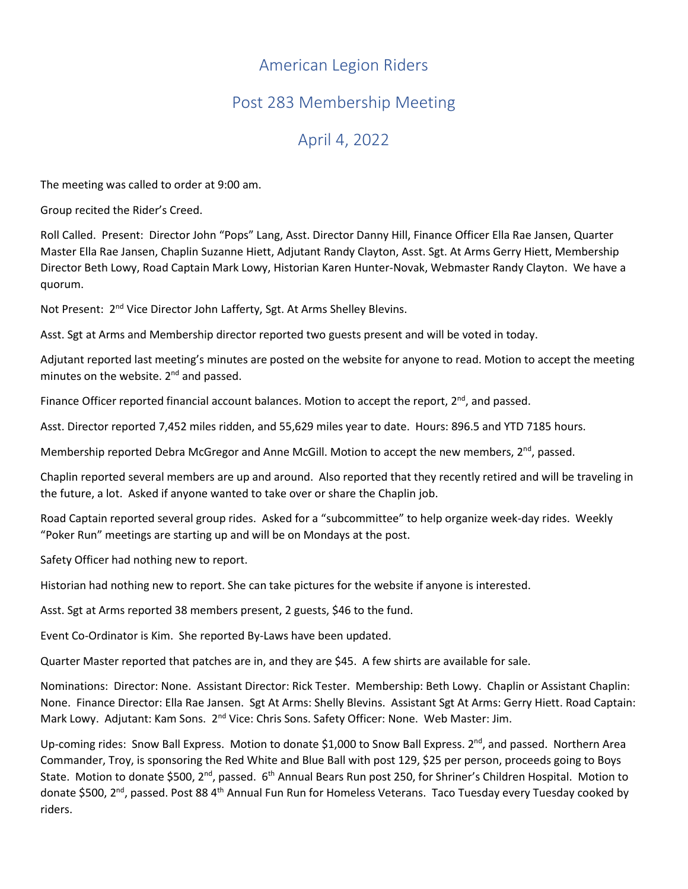# American Legion Riders

## Post 283 Membership Meeting

## April 4, 2022

The meeting was called to order at 9:00 am.

Group recited the Rider's Creed.

Roll Called. Present: Director John "Pops" Lang, Asst. Director Danny Hill, Finance Officer Ella Rae Jansen, Quarter Master Ella Rae Jansen, Chaplin Suzanne Hiett, Adjutant Randy Clayton, Asst. Sgt. At Arms Gerry Hiett, Membership Director Beth Lowy, Road Captain Mark Lowy, Historian Karen Hunter-Novak, Webmaster Randy Clayton. We have a quorum.

Not Present: 2nd Vice Director John Lafferty, Sgt. At Arms Shelley Blevins.

Asst. Sgt at Arms and Membership director reported two guests present and will be voted in today.

Adjutant reported last meeting's minutes are posted on the website for anyone to read. Motion to accept the meeting minutes on the website. 2nd and passed.

Finance Officer reported financial account balances. Motion to accept the report, 2nd, and passed.

Asst. Director reported 7,452 miles ridden, and 55,629 miles year to date. Hours: 896.5 and YTD 7185 hours.

Membership reported Debra McGregor and Anne McGill. Motion to accept the new members, 2nd, passed.

Chaplin reported several members are up and around. Also reported that they recently retired and will be traveling in the future, a lot. Asked if anyone wanted to take over or share the Chaplin job.

Road Captain reported several group rides. Asked for a "subcommittee" to help organize week-day rides. Weekly "Poker Run" meetings are starting up and will be on Mondays at the post.

Safety Officer had nothing new to report.

Historian had nothing new to report. She can take pictures for the website if anyone is interested.

Asst. Sgt at Arms reported 38 members present, 2 guests, $46 to the fund.

Event Co-Ordinator is Kim. She reported By-Laws have been updated.

Quarter Master reported that patches are in, and they are $45. A few shirts are available for sale.

Nominations: Director: None. Assistant Director: Rick Tester. Membership: Beth Lowy. Chaplin or Assistant Chaplin: None. Finance Director: Ella Rae Jansen. Sgt At Arms: Shelly Blevins. Assistant Sgt At Arms: Gerry Hiett. Road Captain: Mark Lowy. Adjutant: Kam Sons. 2nd Vice: Chris Sons. Safety Officer: None. Web Master: Jim.

Up-coming rides: Snow Ball Express. Motion to donate $1,000 to Snow Ball Express. 2nd, and passed. Northern Area Commander, Troy, is sponsoring the Red White and Blue Ball with post 129, $25 per person, proceeds going to Boys State. Motion to donate $500, 2nd, passed. 6th Annual Bears Run post 250, for Shriner's Children Hospital. Motion to donate $500, 2nd, passed. Post 88 4th Annual Fun Run for Homeless Veterans. Taco Tuesday every Tuesday cooked by riders.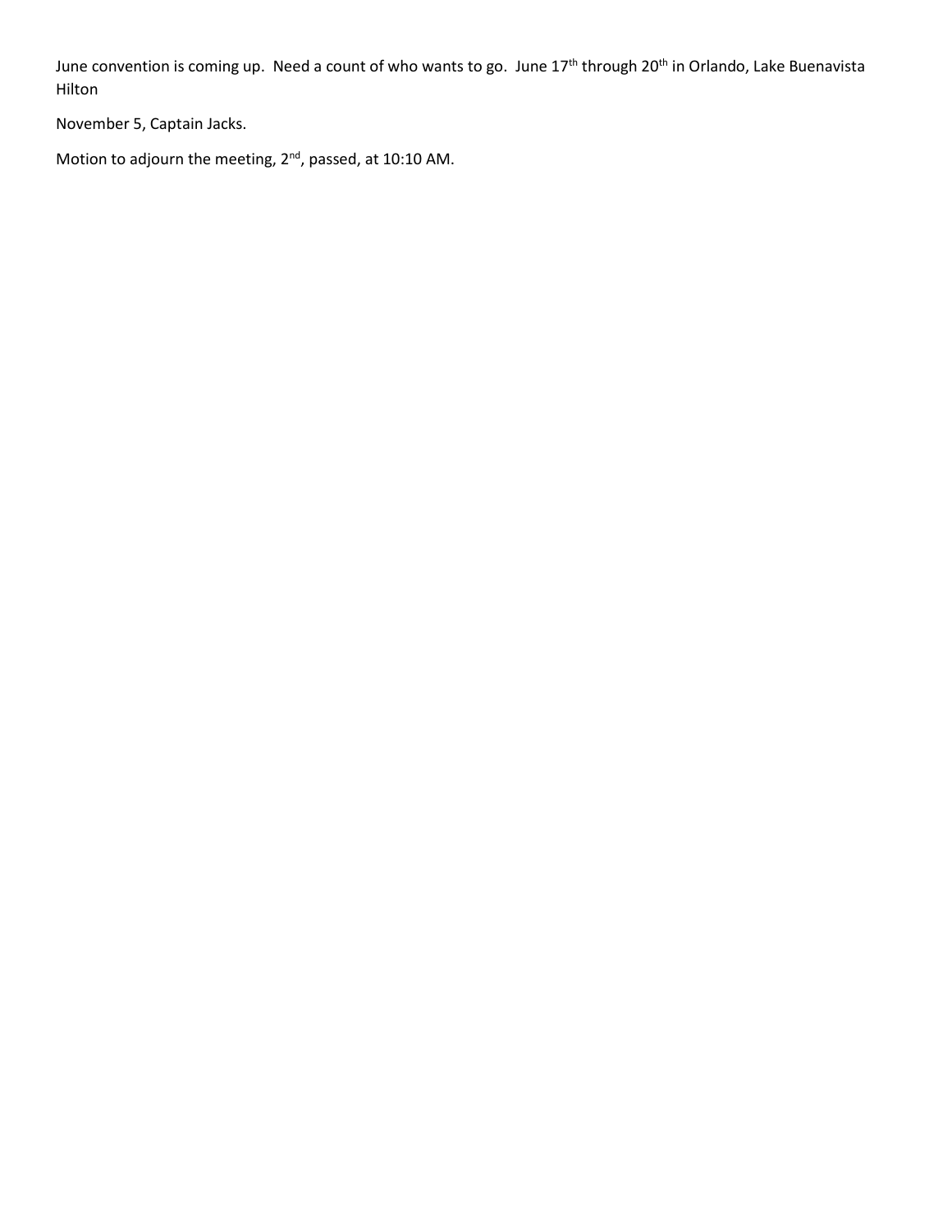June convention is coming up. Need a count of who wants to go. June 17th through 20th in Orlando, Lake Buenavista Hilton

November 5, Captain Jacks.

Motion to adjourn the meeting, 2nd, passed, at 10:10 AM.